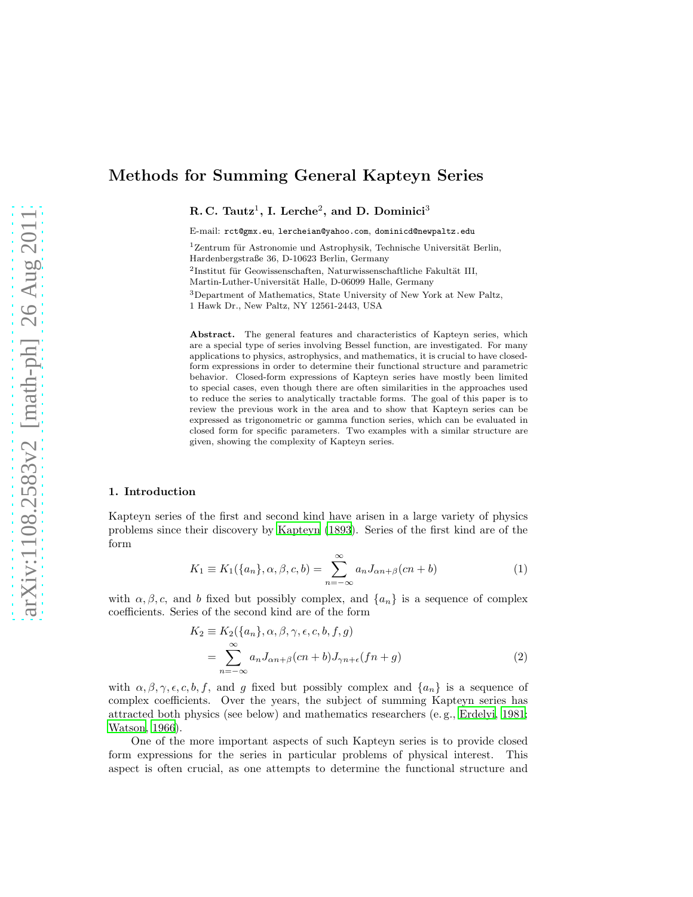# Methods for Summing General Kapteyn Series

**R. C. Tautz[1], I. Lerche[2], and D. Dominici[3]**

E-mail: rct@gmx.eu, lercheian@yahoo.com, dominicd@newpaltz.edu

[1]Zentrum für Astronomie und Astrophysik, Technische Universität Berlin, Hardenbergstraße 36, D-10623 Berlin, Germany

[2]Institut für Geowissenschaften, Naturwissenschaftliche Fakultät III, Martin-Luther-Universität Halle, D-06099 Halle, Germany

[3]Department of Mathematics, State University of New York at New Paltz, 1 Hawk Dr., New Paltz, NY 12561-2443, USA

**Abstract.** The general features and characteristics of Kapteyn series, which are a special type of series involving Bessel function, are investigated. For many applications to physics, astrophysics, and mathematics, it is crucial to have closed-form expressions in order to determine their functional structure and parametric behavior. Closed-form expressions of Kapteyn series have mostly been limited to special cases, even though there are often similarities in the approaches used to reduce the series to analytically tractable forms. The goal of this paper is to review the previous work in the area and to show that Kapteyn series can be expressed as trigonometric or gamma function series, which can be evaluated in closed form for specific parameters. Two examples with a similar structure are given, showing the complexity of Kapteyn series.

## 1. Introduction

Kapteyn series of the first and second kind have arisen in a large variety of physics problems since their discovery by Kapteyn (1893). Series of the first kind are of the form

$$K_1 \equiv K_1(\{a_n\}, \alpha, \beta, c, b) = \sum_{n=-\infty}^{\infty} a_n J_{\alpha n+\beta}(cn + b) \tag{1}$$

with $\alpha, \beta, c$, and $b$ fixed but possibly complex, and $\{a_n\}$ is a sequence of complex coefficients. Series of the second kind are of the form

$$\begin{aligned} K_2 &\equiv K_2(\{a_n\}, \alpha, \beta, \gamma, \epsilon, c, b, f, g) \\ &= \sum_{n=-\infty}^{\infty} a_n J_{\alpha n+\beta}(cn + b) J_{\gamma n+\epsilon}(fn + g) \end{aligned} \tag{2}$$

with $\alpha, \beta, \gamma, \epsilon, c, b, f$, and $g$ fixed but possibly complex and $\{a_n\}$ is a sequence of complex coefficients. Over the years, the subject of summing Kapteyn series has attracted both physics (see below) and mathematics researchers (e. g., Erdelyi, 1981; Watson, 1966).

One of the more important aspects of such Kapteyn series is to provide closed form expressions for the series in particular problems of physical interest. This aspect is often crucial, as one attempts to determine the functional structure and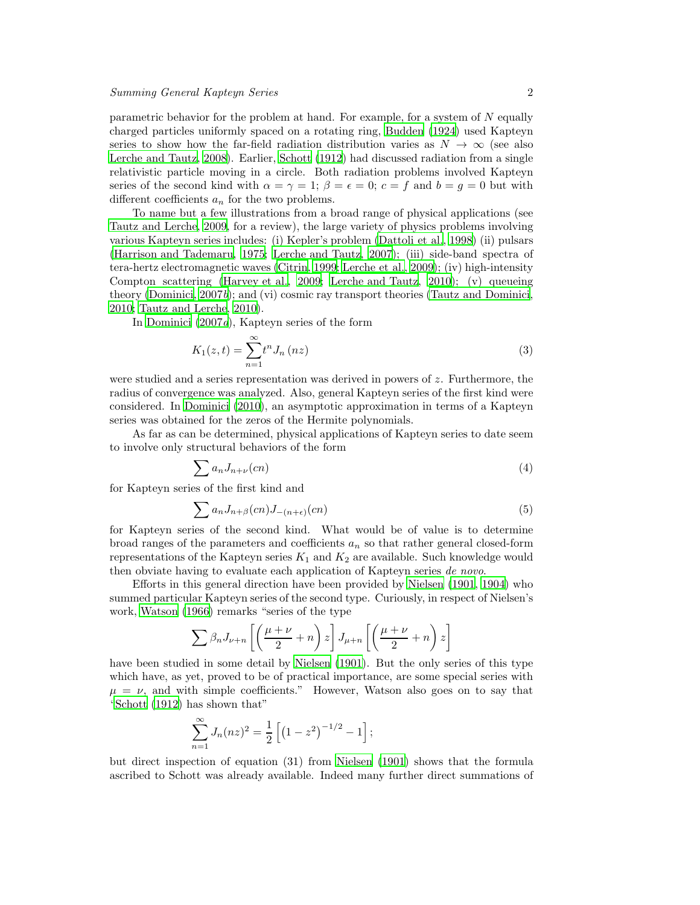parametric behavior for the problem at hand. For example, for a system of $N$ equally charged particles uniformly spaced on a rotating ring, Budden (1924) used Kapteyn series to show how the far-field radiation distribution varies as $N \to \infty$ (see also Lerche and Tautz, 2008). Earlier, Schott (1912) had discussed radiation from a single relativistic particle moving in a circle. Both radiation problems involved Kapteyn series of the second kind with $\alpha = \gamma = 1$; $\beta = \epsilon = 0$; $c = f$ and $b = g = 0$ but with different coefficients $a_n$ for the two problems.

To name but a few illustrations from a broad range of physical applications (see Tautz and Lerche, 2009, for a review), the large variety of physics problems involving various Kapteyn series includes: (i) Kepler's problem (Dattoli et al., 1998) (ii) pulsars (Harrison and Tademaru, 1975; Lerche and Tautz, 2007); (iii) side-band spectra of tera-hertz electromagnetic waves (Citrin, 1999; Lerche et al., 2009); (iv) high-intensity Compton scattering (Harvey et al., 2009; Lerche and Tautz, 2010); (v) queueing theory (Dominici, 2007*b*); and (vi) cosmic ray transport theories (Tautz and Dominici, 2010; Tautz and Lerche, 2010).

In Dominici (2007*a*), Kapteyn series of the form

$$K_1(z,t) = \sum_{n=1}^{\infty} t^n J_n(nz) \tag{3}$$

were studied and a series representation was derived in powers of $z$. Furthermore, the radius of convergence was analyzed. Also, general Kapteyn series of the first kind were considered. In Dominici (2010), an asymptotic approximation in terms of a Kapteyn series was obtained for the zeros of the Hermite polynomials.

As far as can be determined, physical applications of Kapteyn series to date seem to involve only structural behaviors of the form

$$\sum a_n J_{n+\nu}(cn) \tag{4}$$

for Kapteyn series of the first kind and

$$\sum a_n J_{n+\beta}(cn) J_{-(n+\epsilon)}(cn) \tag{5}$$

for Kapteyn series of the second kind. What would be of value is to determine broad ranges of the parameters and coefficients $a_n$ so that rather general closed-form representations of the Kapteyn series $K_1$ and $K_2$ are available. Such knowledge would then obviate having to evaluate each application of Kapteyn series *de novo*.

Efforts in this general direction have been provided by Nielsen (1901, 1904) who summed particular Kapteyn series of the second type. Curiously, in respect of Nielsen's work, Watson (1966) remarks "series of the type

$$\sum \beta_n J_{\nu+n}\left[\left(\frac{\mu+\nu}{2}+n\right)z\right] J_{\mu+n}\left[\left(\frac{\mu+\nu}{2}+n\right)z\right]$$

have been studied in some detail by Nielsen (1901). But the only series of this type which have, as yet, proved to be of practical importance, are some special series with $\mu = \nu$, and with simple coefficients." However, Watson also goes on to say that 'Schott (1912) has shown that"

$$\sum_{n=1}^{\infty} J_n(nz)^2 = \frac{1}{2}\left[\left(1-z^2\right)^{-1/2} - 1\right];$$

but direct inspection of equation (31) from Nielsen (1901) shows that the formula ascribed to Schott was already available. Indeed many further direct summations of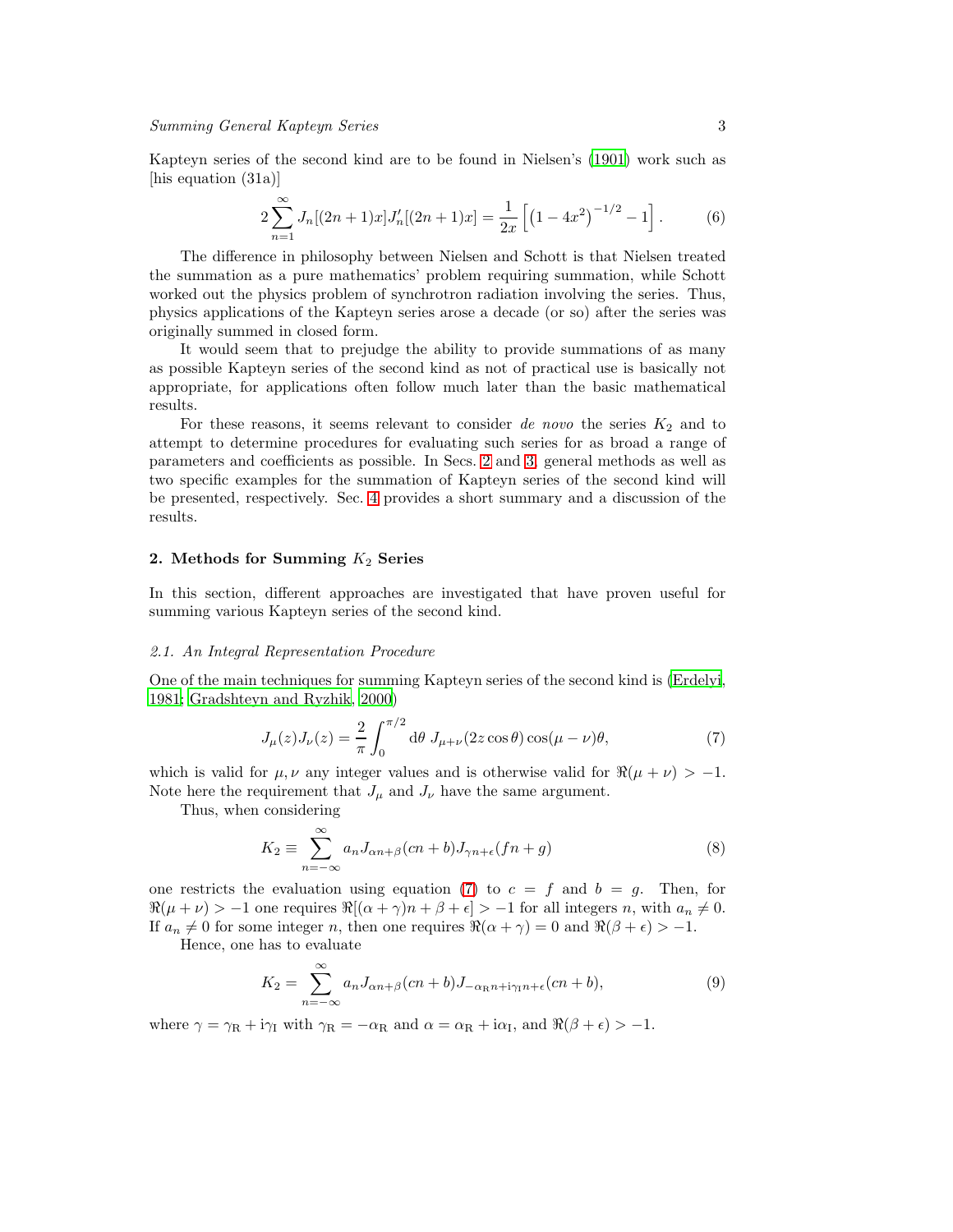Kapteyn series of the second kind are to be found in Nielsen's (1901) work such as [his equation (31a)]

$$2\sum_{n=1}^{\infty} J_n[(2n+1)x]J_n'[(2n+1)x] = \frac{1}{2x}\left[\left(1-4x^2\right)^{-1/2} - 1\right]. \tag{6}$$

The difference in philosophy between Nielsen and Schott is that Nielsen treated the summation as a pure mathematics' problem requiring summation, while Schott worked out the physics problem of synchrotron radiation involving the series. Thus, physics applications of the Kapteyn series arose a decade (or so) after the series was originally summed in closed form.

It would seem that to prejudge the ability to provide summations of as many as possible Kapteyn series of the second kind as not of practical use is basically not appropriate, for applications often follow much later than the basic mathematical results.

For these reasons, it seems relevant to consider *de novo* the series $K_2$ and to attempt to determine procedures for evaluating such series for as broad a range of parameters and coefficients as possible. In Secs. 2 and 3, general methods as well as two specific examples for the summation of Kapteyn series of the second kind will be presented, respectively. Sec. 4 provides a short summary and a discussion of the results.

## 2. Methods for Summing $K_2$ Series

In this section, different approaches are investigated that have proven useful for summing various Kapteyn series of the second kind.

### *2.1. An Integral Representation Procedure*

One of the main techniques for summing Kapteyn series of the second kind is (Erdelyi, 1981; Gradshteyn and Ryzhik, 2000)

$$J_\mu(z)J_\nu(z) = \frac{2}{\pi}\int_0^{\pi/2} \mathrm{d}\theta\ J_{\mu+\nu}(2z\cos\theta)\cos(\mu-\nu)\theta, \tag{7}$$

which is valid for $\mu, \nu$ any integer values and is otherwise valid for $\Re(\mu+\nu) > -1$. Note here the requirement that $J_\mu$ and $J_\nu$ have the same argument.

Thus, when considering

$$K_2 \equiv \sum_{n=-\infty}^{\infty} a_n J_{\alpha n+\beta}(cn+b)J_{\gamma n+\epsilon}(fn+g) \tag{8}$$

one restricts the evaluation using equation (7) to $c = f$ and $b = g$. Then, for $\Re(\mu+\nu) > -1$ one requires $\Re[(\alpha+\gamma)n+\beta+\epsilon] > -1$ for all integers $n$, with $a_n \neq 0$. If $a_n \neq 0$ for some integer $n$, then one requires $\Re(\alpha+\gamma) = 0$ and $\Re(\beta+\epsilon) > -1$.

Hence, one has to evaluate

$$K_2 = \sum_{n=-\infty}^{\infty} a_n J_{\alpha n+\beta}(cn+b)J_{-\alpha_\mathrm{R} n+\mathrm{i}\gamma_\mathrm{I} n+\epsilon}(cn+b), \tag{9}$$

where $\gamma = \gamma_\mathrm{R} + \mathrm{i}\gamma_\mathrm{I}$ with $\gamma_\mathrm{R} = -\alpha_\mathrm{R}$ and $\alpha = \alpha_\mathrm{R} + \mathrm{i}\alpha_\mathrm{I}$, and $\Re(\beta+\epsilon) > -1$.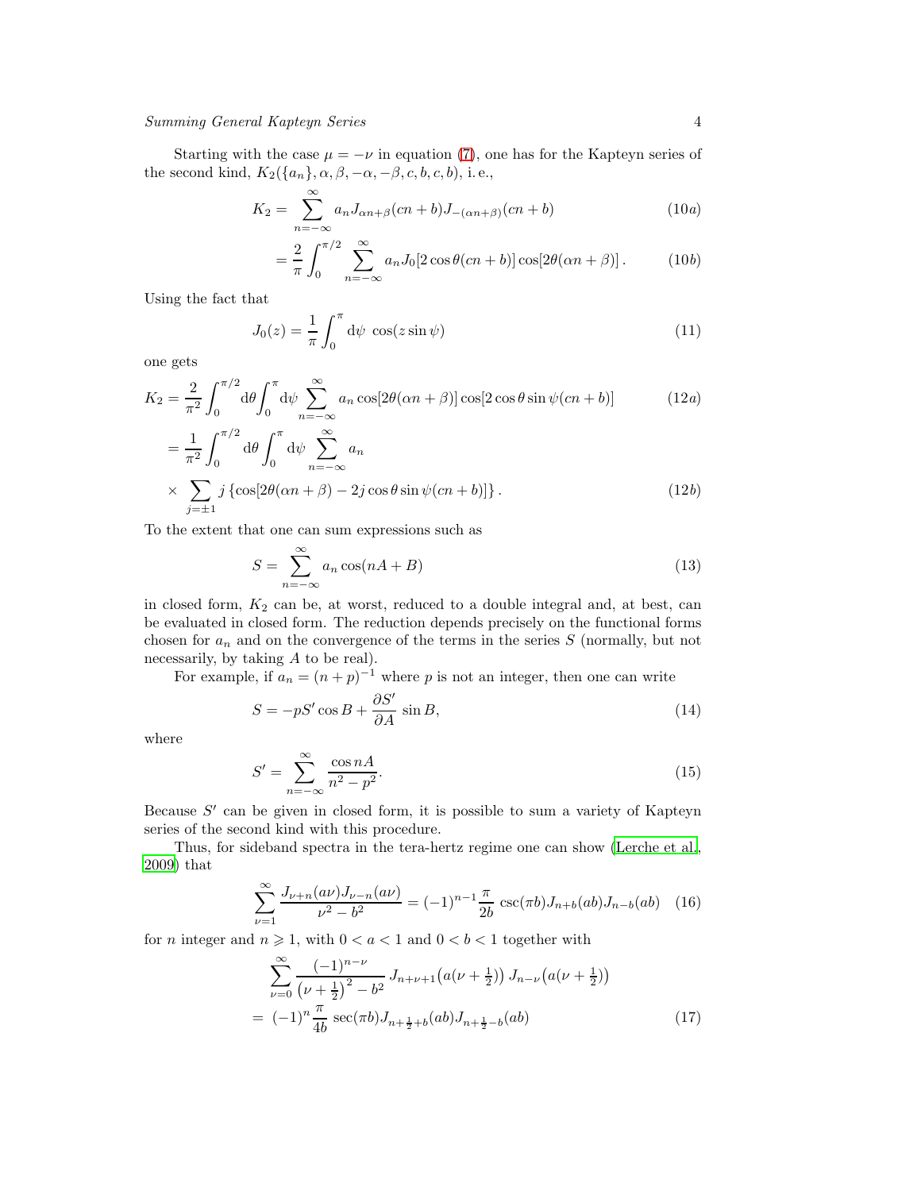Starting with the case $\mu = -\nu$ in equation (7), one has for the Kapteyn series of the second kind, $K_2(\{a_n\}, \alpha, \beta, -\alpha, -\beta, c, b, c, b)$, i. e.,

$$
K_2 = \sum_{n=-\infty}^{\infty} a_n J_{\alpha n+\beta}(cn+b) J_{-(\alpha n+\beta)}(cn+b) \tag{10a}
$$

$$
= \frac{2}{\pi} \int_0^{\pi/2} \sum_{n=-\infty}^{\infty} a_n J_0[2\cos\theta(cn+b)] \cos[2\theta(\alpha n+\beta)] \,. \tag{10b}
$$

Using the fact that

$$
J_0(z) = \frac{1}{\pi} \int_0^{\pi} \mathrm{d}\psi \; \cos(z \sin\psi) \tag{11}
$$

one gets

$$
K_2 = \frac{2}{\pi^2} \int_0^{\pi/2} \mathrm{d}\theta \int_0^{\pi} \mathrm{d}\psi \sum_{n=-\infty}^{\infty} a_n \cos[2\theta(\alpha n+\beta)] \cos[2\cos\theta \sin\psi(cn+b)] \tag{12a}
$$

$$
= \frac{1}{\pi^2} \int_0^{\pi/2} \mathrm{d}\theta \int_0^{\pi} \mathrm{d}\psi \sum_{n=-\infty}^{\infty} a_n \times \sum_{j=\pm 1} j \left\{ \cos[2\theta(\alpha n+\beta) - 2j\cos\theta \sin\psi(cn+b)] \right\} . \tag{12b}
$$

To the extent that one can sum expressions such as

$$
S = \sum_{n=-\infty}^{\infty} a_n \cos(nA+B) \tag{13}
$$

in closed form, $K_2$ can be, at worst, reduced to a double integral and, at best, can be evaluated in closed form. The reduction depends precisely on the functional forms chosen for $a_n$ and on the convergence of the terms in the series $S$ (normally, but not necessarily, by taking $A$ to be real).

For example, if $a_n = (n+p)^{-1}$ where $p$ is not an integer, then one can write

$$
S = -pS' \cos B + \frac{\partial S'}{\partial A} \sin B, \tag{14}
$$

where

$$
S' = \sum_{n=-\infty}^{\infty} \frac{\cos nA}{n^2 - p^2}. \tag{15}
$$

Because $S'$ can be given in closed form, it is possible to sum a variety of Kapteyn series of the second kind with this procedure.

Thus, for sideband spectra in the tera-hertz regime one can show (Lerche et al., 2009) that

$$
\sum_{\nu=1}^{\infty} \frac{J_{\nu+n}(a\nu) J_{\nu-n}(a\nu)}{\nu^2 - b^2} = (-1)^{n-1} \frac{\pi}{2b} \csc(\pi b) J_{n+b}(ab) J_{n-b}(ab) \tag{16}
$$

for $n$ integer and $n \geqslant 1$, with $0 < a < 1$ and $0 < b < 1$ together with

$$
\sum_{\nu=0}^{\infty} \frac{(-1)^{n-\nu}}{\left(\nu+\frac{1}{2}\right)^2 - b^2} \, J_{n+\nu+1}\big(a(\nu+\tfrac{1}{2})\big) \, J_{n-\nu}\big(a(\nu+\tfrac{1}{2})\big)
$$

$$
= \; (-1)^n \frac{\pi}{4b} \sec(\pi b) J_{n+\frac{1}{2}+b}(ab) J_{n+\frac{1}{2}-b}(ab) \tag{17}
$$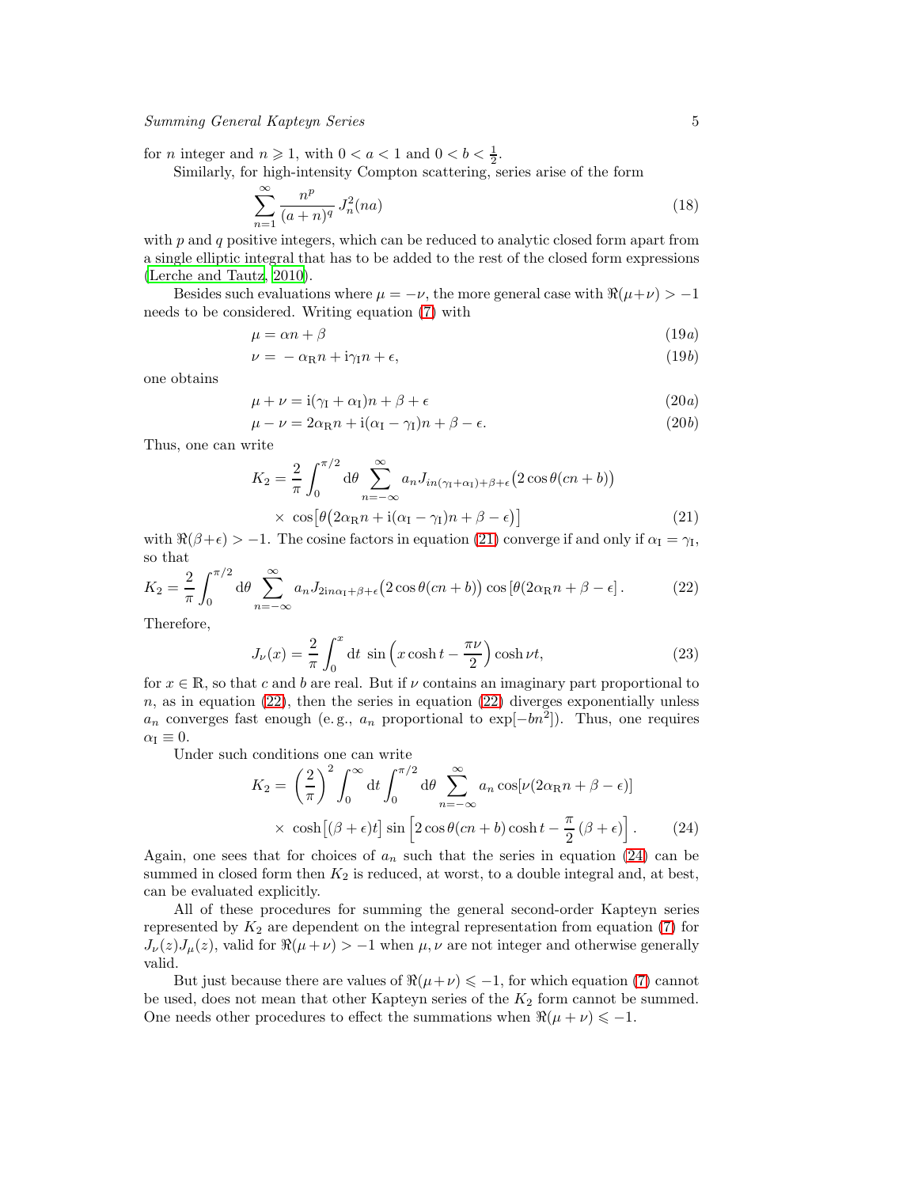for $n$ integer and $n \geqslant 1$, with $0 < a < 1$ and $0 < b < \frac{1}{2}$.

Similarly, for high-intensity Compton scattering, series arise of the form

$$\sum_{n=1}^{\infty} \frac{n^p}{(a+n)^q} J_n^2(na) \tag{18}$$

with $p$ and $q$ positive integers, which can be reduced to analytic closed form apart from a single elliptic integral that has to be added to the rest of the closed form expressions (Lerche and Tautz, 2010).

Besides such evaluations where $\mu = -\nu$, the more general case with $\Re(\mu+\nu) > -1$ needs to be considered. Writing equation (7) with

$$\mu = \alpha n + \beta \tag{19a}$$

$$\nu = -\alpha_{\mathrm{R}} n + \mathrm{i}\gamma_{\mathrm{I}} n + \epsilon, \tag{19b}$$

one obtains

$$\mu + \nu = \mathrm{i}(\gamma_{\mathrm{I}} + \alpha_{\mathrm{I}})n + \beta + \epsilon \tag{20a}$$

$$\mu - \nu = 2\alpha_{\mathrm{R}} n + \mathrm{i}(\alpha_{\mathrm{I}} - \gamma_{\mathrm{I}})n + \beta - \epsilon. \tag{20b}$$

Thus, one can write

$$K_2 = \frac{2}{\pi} \int_0^{\pi/2} \mathrm{d}\theta \sum_{n=-\infty}^{\infty} a_n J_{in(\gamma_{\mathrm{I}}+\alpha_{\mathrm{I}})+\beta+\epsilon}\big(2\cos\theta(cn+b)\big) \times \cos\!\big[\theta\big(2\alpha_{\mathrm{R}} n + \mathrm{i}(\alpha_{\mathrm{I}} - \gamma_{\mathrm{I}})n + \beta - \epsilon\big)\big] \tag{21}$$

with $\Re(\beta+\epsilon) > -1$. The cosine factors in equation (21) converge if and only if $\alpha_{\mathrm{I}} = \gamma_{\mathrm{I}}$, so that

$$K_2 = \frac{2}{\pi} \int_0^{\pi/2} \mathrm{d}\theta \sum_{n=-\infty}^{\infty} a_n J_{2\mathrm{i}n\alpha_{\mathrm{I}}+\beta+\epsilon}\big(2\cos\theta(cn+b)\big) \cos\left[\theta(2\alpha_{\mathrm{R}} n + \beta - \epsilon\right]. \tag{22}$$

Therefore,

$$J_\nu(x) = \frac{2}{\pi} \int_0^x \mathrm{d}t\; \sin\left(x\cosh t - \frac{\pi\nu}{2}\right) \cosh\nu t, \tag{23}$$

for $x \in \mathbb{R}$, so that $c$ and $b$ are real. But if $\nu$ contains an imaginary part proportional to $n$, as in equation (22), then the series in equation (22) diverges exponentially unless $a_n$ converges fast enough (e.g., $a_n$ proportional to $\exp[-bn^2]$). Thus, one requires $\alpha_{\mathrm{I}} \equiv 0$.

Under such conditions one can write

$$K_2 = \left(\frac{2}{\pi}\right)^2 \int_0^\infty \mathrm{d}t \int_0^{\pi/2} \mathrm{d}\theta \sum_{n=-\infty}^{\infty} a_n \cos[\nu(2\alpha_{\mathrm{R}} n + \beta - \epsilon)] \times \cosh\big[(\beta+\epsilon)t\big] \sin\left[2\cos\theta(cn+b)\cosh t - \frac{\pi}{2}(\beta+\epsilon)\right]. \tag{24}$$

Again, one sees that for choices of $a_n$ such that the series in equation (24) can be summed in closed form then $K_2$ is reduced, at worst, to a double integral and, at best, can be evaluated explicitly.

All of these procedures for summing the general second-order Kapteyn series represented by $K_2$ are dependent on the integral representation from equation (7) for $J_\nu(z)J_\mu(z)$, valid for $\Re(\mu+\nu) > -1$ when $\mu,\nu$ are not integer and otherwise generally valid.

But just because there are values of $\Re(\mu+\nu) \leqslant -1$, for which equation (7) cannot be used, does not mean that other Kapteyn series of the $K_2$ form cannot be summed. One needs other procedures to effect the summations when $\Re(\mu+\nu) \leqslant -1$.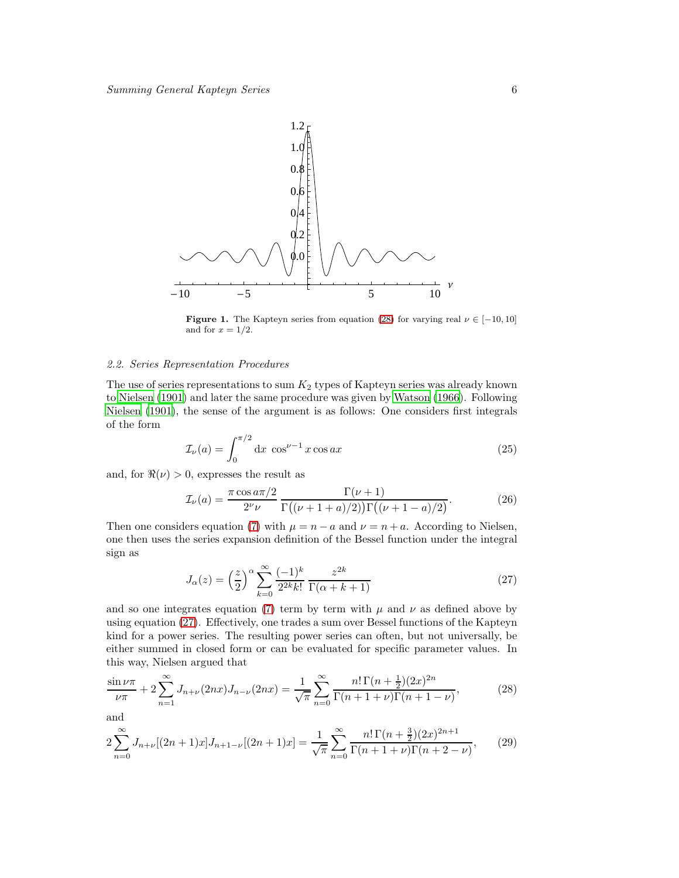**Figure 1.** The Kapteyn series from equation (28) for varying real $\nu \in [-10, 10]$ and for $x = 1/2$.

### 2.2. Series Representation Procedures

The use of series representations to sum $K_2$ types of Kapteyn series was already known to Nielsen (1901) and later the same procedure was given by Watson (1966). Following Nielsen (1901), the sense of the argument is as follows: One considers first integrals of the form

$$\mathcal{I}_\nu(a) = \int_0^{\pi/2} \mathrm{d}x \; \cos^{\nu-1} x \cos ax \tag{25}$$

and, for $\Re(\nu) > 0$, expresses the result as

$$\mathcal{I}_\nu(a) = \frac{\pi \cos a\pi/2}{2^\nu \nu} \frac{\Gamma(\nu+1)}{\Gamma\big((\nu+1+a)/2)\big)\Gamma\big((\nu+1-a)/2\big)}. \tag{26}$$

Then one considers equation (7) with $\mu = n - a$ and $\nu = n + a$. According to Nielsen, one then uses the series expansion definition of the Bessel function under the integral sign as

$$J_\alpha(z) = \left(\frac{z}{2}\right)^\alpha \sum_{k=0}^{\infty} \frac{(-1)^k}{2^{2k} k!} \frac{z^{2k}}{\Gamma(\alpha+k+1)} \tag{27}$$

and so one integrates equation (7) term by term with $\mu$ and $\nu$ as defined above by using equation (27). Effectively, one trades a sum over Bessel functions of the Kapteyn kind for a power series. The resulting power series can often, but not universally, be either summed in closed form or can be evaluated for specific parameter values. In this way, Nielsen argued that

$$\frac{\sin \nu\pi}{\nu\pi} + 2\sum_{n=1}^{\infty} J_{n+\nu}(2nx) J_{n-\nu}(2nx) = \frac{1}{\sqrt{\pi}} \sum_{n=0}^{\infty} \frac{n!\, \Gamma(n+\frac{1}{2})(2x)^{2n}}{\Gamma(n+1+\nu)\Gamma(n+1-\nu)}, \tag{28}$$

and

$$2\sum_{n=0}^{\infty} J_{n+\nu}[(2n+1)x] J_{n+1-\nu}[(2n+1)x] = \frac{1}{\sqrt{\pi}} \sum_{n=0}^{\infty} \frac{n!\, \Gamma(n+\frac{3}{2})(2x)^{2n+1}}{\Gamma(n+1+\nu)\Gamma(n+2-\nu)}, \tag{29}$$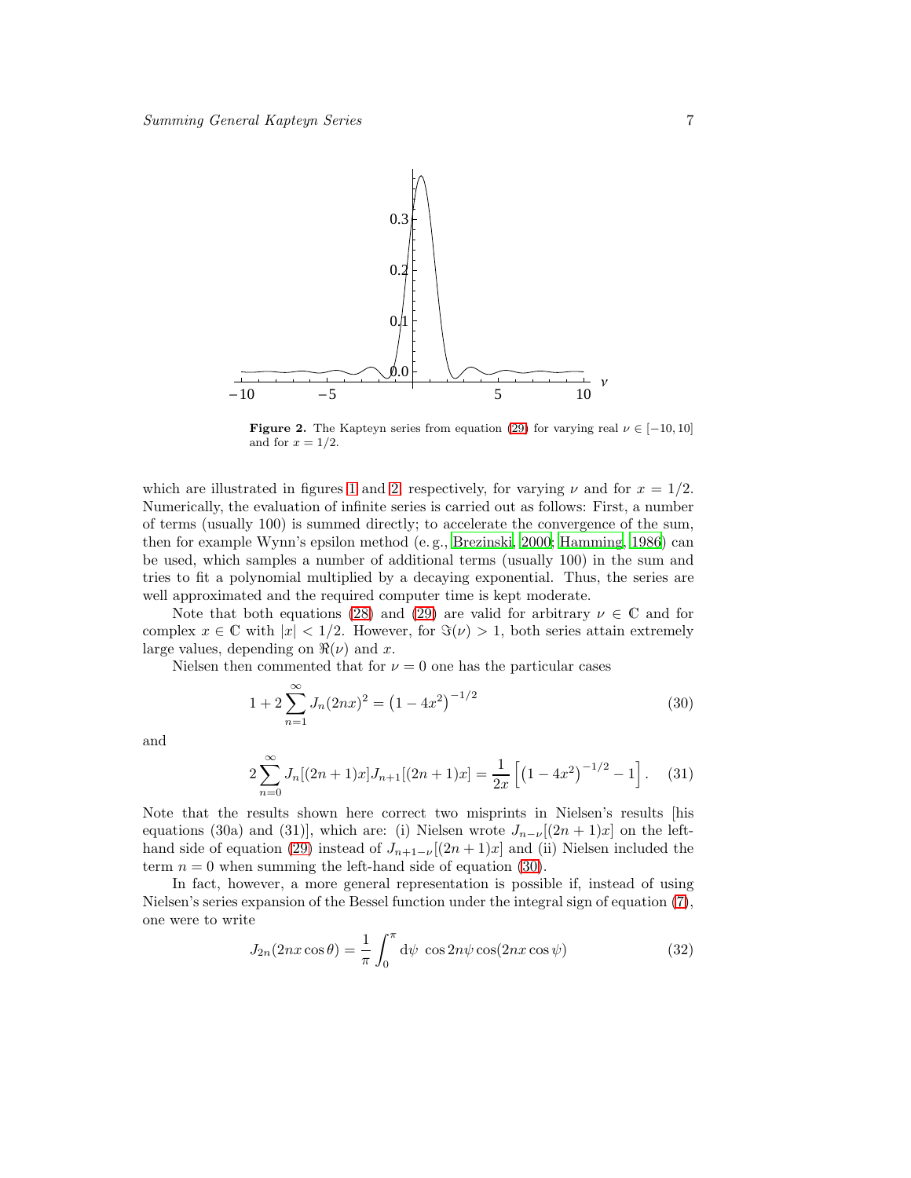**Figure 2.** The Kapteyn series from equation (29) for varying real $\nu \in [-10, 10]$ and for $x = 1/2$.

which are illustrated in figures 1 and 2, respectively, for varying $\nu$ and for $x = 1/2$. Numerically, the evaluation of infinite series is carried out as follows: First, a number of terms (usually 100) is summed directly; to accelerate the convergence of the sum, then for example Wynn's epsilon method (e. g., Brezinski, 2000; Hamming, 1986) can be used, which samples a number of additional terms (usually 100) in the sum and tries to fit a polynomial multiplied by a decaying exponential. Thus, the series are well approximated and the required computer time is kept moderate.

Note that both equations (28) and (29) are valid for arbitrary $\nu \in \mathbb{C}$ and for complex $x \in \mathbb{C}$ with $|x| < 1/2$. However, for $\Im(\nu) > 1$, both series attain extremely large values, depending on $\Re(\nu)$ and $x$.

Nielsen then commented that for $\nu = 0$ one has the particular cases

$$1 + 2\sum_{n=1}^{\infty} J_n(2nx)^2 = \left(1 - 4x^2\right)^{-1/2} \tag{30}$$

and

$$2\sum_{n=0}^{\infty} J_n[(2n+1)x] J_{n+1}[(2n+1)x] = \frac{1}{2x}\left[\left(1 - 4x^2\right)^{-1/2} - 1\right]. \tag{31}$$

Note that the results shown here correct two misprints in Nielsen's results [his equations (30a) and (31)], which are: (i) Nielsen wrote $J_{n-\nu}[(2n+1)x]$ on the left-hand side of equation (29) instead of $J_{n+1-\nu}[(2n+1)x]$ and (ii) Nielsen included the term $n = 0$ when summing the left-hand side of equation (30).

In fact, however, a more general representation is possible if, instead of using Nielsen's series expansion of the Bessel function under the integral sign of equation (7), one were to write

$$J_{2n}(2nx\cos\theta) = \frac{1}{\pi}\int_0^{\pi} \mathrm{d}\psi\ \cos 2n\psi \cos(2nx\cos\psi) \tag{32}$$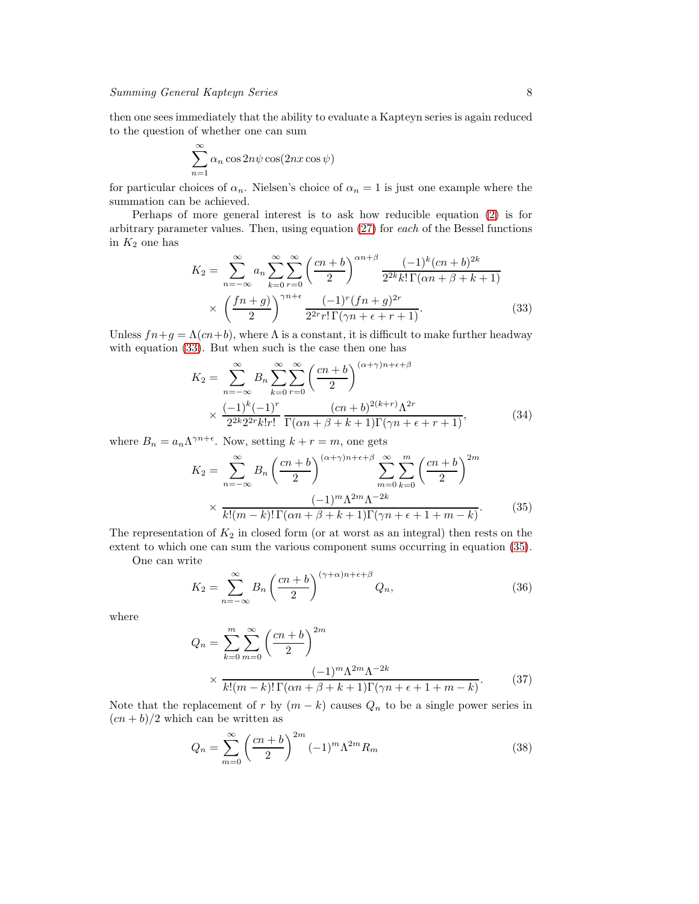then one sees immediately that the ability to evaluate a Kapteyn series is again reduced to the question of whether one can sum

$$\sum_{n=1}^{\infty} \alpha_n \cos 2n\psi \cos(2nx\cos\psi)$$

for particular choices of $\alpha_n$. Nielsen's choice of $\alpha_n = 1$ is just one example where the summation can be achieved.

Perhaps of more general interest is to ask how reducible equation (2) is for arbitrary parameter values. Then, using equation (27) for *each* of the Bessel functions in $K_2$ one has

$$K_2 = \sum_{n=-\infty}^{\infty} a_n \sum_{k=0}^{\infty}\sum_{r=0}^{\infty} \left(\frac{cn+b}{2}\right)^{\alpha n+\beta} \frac{(-1)^k (cn+b)^{2k}}{2^{2k} k!\,\Gamma(\alpha n+\beta+k+1)} \times \left(\frac{fn+g}{2}\right)^{\gamma n+\epsilon} \frac{(-1)^r (fn+g)^{2r}}{2^{2r} r!\,\Gamma(\gamma n+\epsilon+r+1)}. \tag{33}$$

Unless $fn+g = \Lambda(cn+b)$, where $\Lambda$ is a constant, it is difficult to make further headway with equation (33). But when such is the case then one has

$$K_2 = \sum_{n=-\infty}^{\infty} B_n \sum_{k=0}^{\infty}\sum_{r=0}^{\infty} \left(\frac{cn+b}{2}\right)^{(\alpha+\gamma)n+\epsilon+\beta} \times \frac{(-1)^k(-1)^r}{2^{2k}2^{2r}k!r!} \frac{(cn+b)^{2(k+r)}\Lambda^{2r}}{\Gamma(\alpha n+\beta+k+1)\Gamma(\gamma n+\epsilon+r+1)}, \tag{34}$$

where $B_n = a_n \Lambda^{\gamma n+\epsilon}$. Now, setting $k+r=m$, one gets

$$K_2 = \sum_{n=-\infty}^{\infty} B_n \left(\frac{cn+b}{2}\right)^{(\alpha+\gamma)n+\epsilon+\beta} \sum_{m=0}^{\infty}\sum_{k=0}^{m} \left(\frac{cn+b}{2}\right)^{2m} \times \frac{(-1)^m \Lambda^{2m}\Lambda^{-2k}}{k!(m-k)!\,\Gamma(\alpha n+\beta+k+1)\Gamma(\gamma n+\epsilon+1+m-k)}. \tag{35}$$

The representation of $K_2$ in closed form (or at worst as an integral) then rests on the extent to which one can sum the various component sums occurring in equation (35).

One can write

$$K_2 = \sum_{n=-\infty}^{\infty} B_n \left(\frac{cn+b}{2}\right)^{(\gamma+\alpha)n+\epsilon+\beta} Q_n, \tag{36}$$

where

$$Q_n = \sum_{k=0}^{m}\sum_{m=0}^{\infty} \left(\frac{cn+b}{2}\right)^{2m} \times \frac{(-1)^m \Lambda^{2m}\Lambda^{-2k}}{k!(m-k)!\,\Gamma(\alpha n+\beta+k+1)\Gamma(\gamma n+\epsilon+1+m-k)}. \tag{37}$$

Note that the replacement of $r$ by $(m-k)$ causes $Q_n$ to be a single power series in $(cn+b)/2$ which can be written as

$$Q_n = \sum_{m=0}^{\infty} \left(\frac{cn+b}{2}\right)^{2m} (-1)^m \Lambda^{2m} R_m \tag{38}$$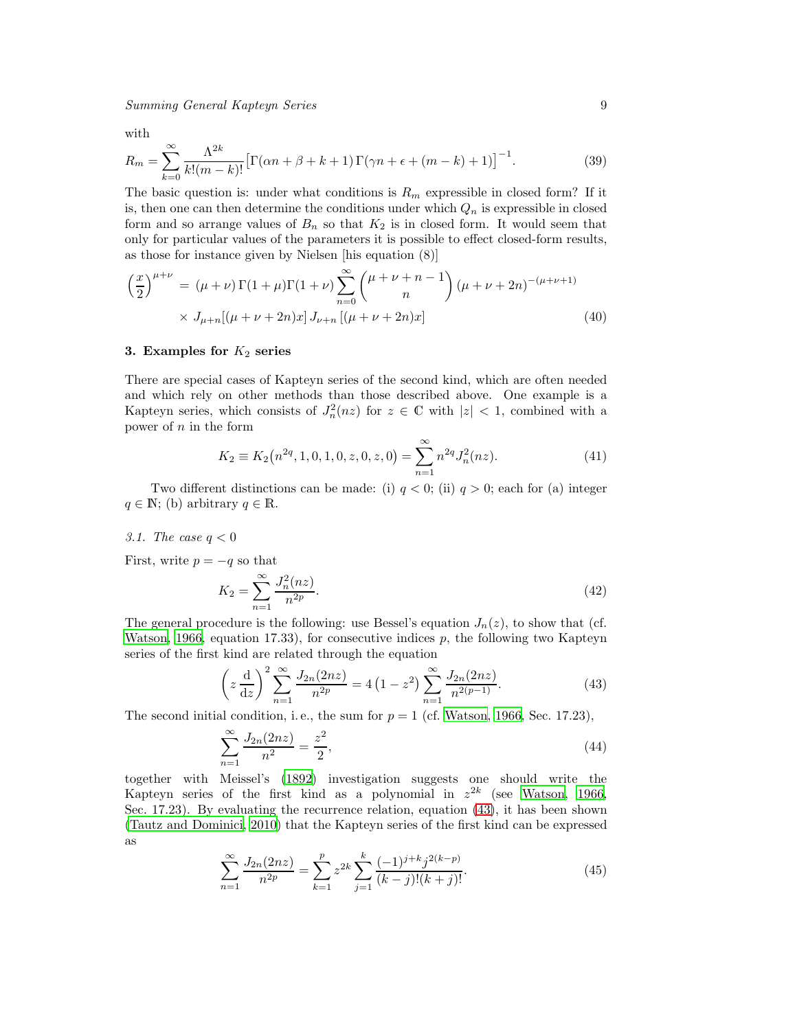with

$$R_m = \sum_{k=0}^{\infty} \frac{\Lambda^{2k}}{k!(m-k)!} \bigl[\Gamma(\alpha n + \beta + k + 1)\,\Gamma(\gamma n + \epsilon + (m-k) + 1)\bigr]^{-1}. \tag{39}$$

The basic question is: under what conditions is $R_m$ expressible in closed form? If it is, then one can then determine the conditions under which $Q_n$ is expressible in closed form and so arrange values of $B_n$ so that $K_2$ is in closed form. It would seem that only for particular values of the parameters it is possible to effect closed-form results, as those for instance given by Nielsen [his equation (8)]

$$\begin{aligned}\left(\frac{x}{2}\right)^{\mu+\nu} &= (\mu+\nu)\,\Gamma(1+\mu)\Gamma(1+\nu) \sum_{n=0}^{\infty} \binom{\mu+\nu+n-1}{n} (\mu+\nu+2n)^{-(\mu+\nu+1)} \\ &\quad \times J_{\mu+n}[(\mu+\nu+2n)x]\, J_{\nu+n}\left[(\mu+\nu+2n)x\right] \end{aligned} \tag{40}$$

## 3. Examples for $K_2$ series

There are special cases of Kapteyn series of the second kind, which are often needed and which rely on other methods than those described above. One example is a Kapteyn series, which consists of $J_n^2(nz)$ for $z \in \mathbb{C}$ with $|z| < 1$, combined with a power of $n$ in the form

$$K_2 \equiv K_2\bigl(n^{2q}, 1, 0, 1, 0, z, 0, z, 0\bigr) = \sum_{n=1}^{\infty} n^{2q} J_n^2(nz). \tag{41}$$

Two different distinctions can be made: (i) $q < 0$; (ii) $q > 0$; each for (a) integer $q \in \mathbb{N}$; (b) arbitrary $q \in \mathbb{R}$.

### 3.1. The case $q < 0$

First, write $p = -q$ so that

$$K_2 = \sum_{n=1}^{\infty} \frac{J_n^2(nz)}{n^{2p}}. \tag{42}$$

The general procedure is the following: use Bessel's equation $J_n(z)$, to show that (cf. Watson, 1966, equation 17.33), for consecutive indices $p$, the following two Kapteyn series of the first kind are related through the equation

$$\left(z\,\frac{\mathrm{d}}{\mathrm{d}z}\right)^2 \sum_{n=1}^{\infty} \frac{J_{2n}(2nz)}{n^{2p}} = 4\left(1-z^2\right) \sum_{n=1}^{\infty} \frac{J_{2n}(2nz)}{n^{2(p-1)}}. \tag{43}$$

The second initial condition, i. e., the sum for $p = 1$ (cf. Watson, 1966, Sec. 17.23),

$$\sum_{n=1}^{\infty} \frac{J_{2n}(2nz)}{n^2} = \frac{z^2}{2}, \tag{44}$$

together with Meissel's (1892) investigation suggests one should write the Kapteyn series of the first kind as a polynomial in $z^{2k}$ (see Watson, 1966, Sec. 17.23). By evaluating the recurrence relation, equation (43), it has been shown (Tautz and Dominici, 2010) that the Kapteyn series of the first kind can be expressed as

$$\sum_{n=1}^{\infty} \frac{J_{2n}(2nz)}{n^{2p}} = \sum_{k=1}^{p} z^{2k} \sum_{j=1}^{k} \frac{(-1)^{j+k} j^{2(k-p)}}{(k-j)!(k+j)!}. \tag{45}$$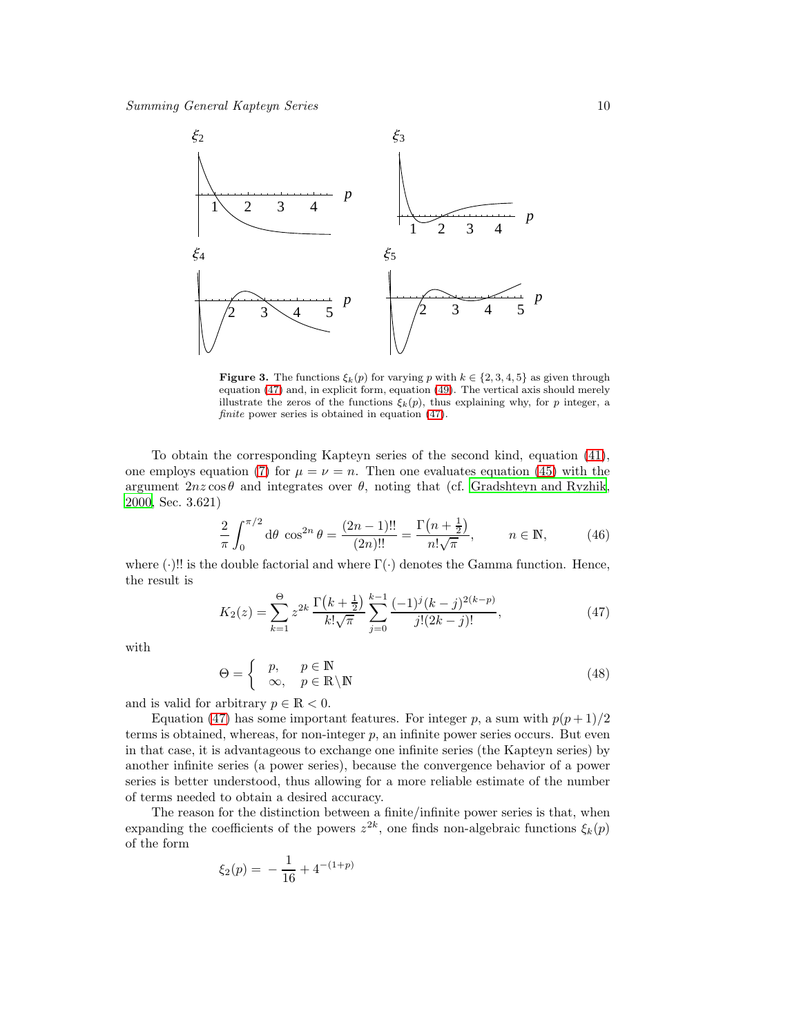**Figure 3.** The functions $\xi_k(p)$ for varying $p$ with $k \in \{2, 3, 4, 5\}$ as given through equation (47) and, in explicit form, equation (49). The vertical axis should merely illustrate the zeros of the functions $\xi_k(p)$, thus explaining why, for $p$ integer, a *finite* power series is obtained in equation (47).

To obtain the corresponding Kapteyn series of the second kind, equation (41), one employs equation (7) for $\mu = \nu = n$. Then one evaluates equation (45) with the argument $2nz\cos\theta$ and integrates over $\theta$, noting that (cf. Gradshteyn and Ryzhik, 2000, Sec. 3.621)

$$\frac{2}{\pi}\int_0^{\pi/2} \mathrm{d}\theta\ \cos^{2n}\theta = \frac{(2n-1)!!}{(2n)!!} = \frac{\Gamma\left(n+\frac{1}{2}\right)}{n!\sqrt{\pi}}, \qquad n \in \mathbb{N}, \tag{46}$$

where $(\cdot)!!$ is the double factorial and where $\Gamma(\cdot)$ denotes the Gamma function. Hence, the result is

$$K_2(z) = \sum_{k=1}^{\Theta} z^{2k}\,\frac{\Gamma\left(k+\frac{1}{2}\right)}{k!\sqrt{\pi}}\sum_{j=0}^{k-1}\frac{(-1)^j(k-j)^{2(k-p)}}{j!(2k-j)!}, \tag{47}$$

with

$$\Theta = \begin{cases} p, & p \in \mathbb{N} \\ \infty, & p \in \mathbb{R}\setminus\mathbb{N} \end{cases} \tag{48}$$

and is valid for arbitrary $p \in \mathbb{R} < 0$.

Equation (47) has some important features. For integer $p$, a sum with $p(p+1)/2$ terms is obtained, whereas, for non-integer $p$, an infinite power series occurs. But even in that case, it is advantageous to exchange one infinite series (the Kapteyn series) by another infinite series (a power series), because the convergence behavior of a power series is better understood, thus allowing for a more reliable estimate of the number of terms needed to obtain a desired accuracy.

The reason for the distinction between a finite/infinite power series is that, when expanding the coefficients of the powers $z^{2k}$, one finds non-algebraic functions $\xi_k(p)$ of the form

$$\xi_2(p) = -\frac{1}{16} + 4^{-(1+p)}$$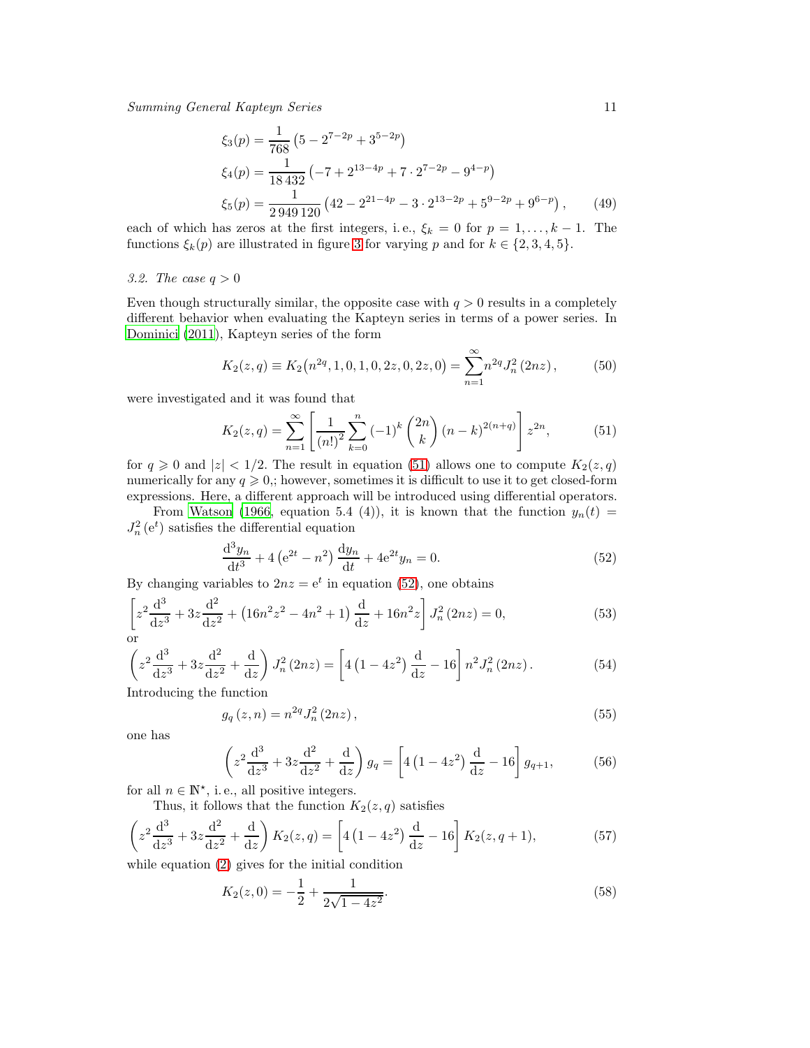$$
\begin{aligned}
\xi_3(p) &= \frac{1}{768}\left(5 - 2^{7-2p} + 3^{5-2p}\right) \\
\xi_4(p) &= \frac{1}{18\,432}\left(-7 + 2^{13-4p} + 7\cdot 2^{7-2p} - 9^{4-p}\right) \\
\xi_5(p) &= \frac{1}{2\,949\,120}\left(42 - 2^{21-4p} - 3\cdot 2^{13-2p} + 5^{9-2p} + 9^{6-p}\right),
\end{aligned}
\tag{49}
$$

each of which has zeros at the first integers, i. e., $\xi_k = 0$ for $p = 1, \ldots, k-1$. The functions $\xi_k(p)$ are illustrated in figure 3 for varying $p$ and for $k \in \{2, 3, 4, 5\}$.

### 3.2. The case $q > 0$

Even though structurally similar, the opposite case with $q > 0$ results in a completely different behavior when evaluating the Kapteyn series in terms of a power series. In Dominici (2011), Kapteyn series of the form

$$
K_2(z,q) \equiv K_2\big(n^{2q}, 1, 0, 1, 0, 2z, 0, 2z, 0\big) = \sum_{n=1}^{\infty} n^{2q} J_n^2\left(2nz\right), \tag{50}
$$

were investigated and it was found that

$$
K_2(z,q) = \sum_{n=1}^{\infty}\left[\frac{1}{(n!)^2}\sum_{k=0}^{n}(-1)^k\binom{2n}{k}(n-k)^{2(n+q)}\right]z^{2n}, \tag{51}
$$

for $q \geqslant 0$ and $|z| < 1/2$. The result in equation (51) allows one to compute $K_2(z,q)$ numerically for any $q \geqslant 0$,; however, sometimes it is difficult to use it to get closed-form expressions. Here, a different approach will be introduced using differential operators.

From Watson (1966, equation 5.4 (4)), it is known that the function $y_n(t) = J_n^2\left(\mathrm{e}^t\right)$ satisfies the differential equation

$$
\frac{\mathrm{d}^3 y_n}{\mathrm{d}t^3} + 4\left(\mathrm{e}^{2t} - n^2\right)\frac{\mathrm{d}y_n}{\mathrm{d}t} + 4\mathrm{e}^{2t} y_n = 0. \tag{52}
$$

By changing variables to $2nz = \mathrm{e}^t$ in equation (52), one obtains

$$
\left[z^2\frac{\mathrm{d}^3}{\mathrm{d}z^3} + 3z\frac{\mathrm{d}^2}{\mathrm{d}z^2} + \left(16n^2z^2 - 4n^2 + 1\right)\frac{\mathrm{d}}{\mathrm{d}z} + 16n^2 z\right] J_n^2\left(2nz\right) = 0, \tag{53}
$$

or

$$
\left(z^2\frac{\mathrm{d}^3}{\mathrm{d}z^3} + 3z\frac{\mathrm{d}^2}{\mathrm{d}z^2} + \frac{\mathrm{d}}{\mathrm{d}z}\right) J_n^2\left(2nz\right) = \left[4\left(1 - 4z^2\right)\frac{\mathrm{d}}{\mathrm{d}z} - 16\right] n^2 J_n^2\left(2nz\right). \tag{54}
$$

Introducing the function

$$
g_q\left(z,n\right) = n^{2q} J_n^2\left(2nz\right), \tag{55}
$$

one has

$$
\left(z^2\frac{\mathrm{d}^3}{\mathrm{d}z^3} + 3z\frac{\mathrm{d}^2}{\mathrm{d}z^2} + \frac{\mathrm{d}}{\mathrm{d}z}\right) g_q = \left[4\left(1 - 4z^2\right)\frac{\mathrm{d}}{\mathrm{d}z} - 16\right] g_{q+1}, \tag{56}
$$

for all $n \in \mathbb{N}^{\star}$, i. e., all positive integers.

Thus, it follows that the function $K_2(z,q)$ satisfies

$$
\left(z^2\frac{\mathrm{d}^3}{\mathrm{d}z^3} + 3z\frac{\mathrm{d}^2}{\mathrm{d}z^2} + \frac{\mathrm{d}}{\mathrm{d}z}\right) K_2(z,q) = \left[4\left(1 - 4z^2\right)\frac{\mathrm{d}}{\mathrm{d}z} - 16\right] K_2(z,q+1), \tag{57}
$$

while equation (2) gives for the initial condition

$$
K_2(z,0) = -\frac{1}{2} + \frac{1}{2\sqrt{1-4z^2}}. \tag{58}
$$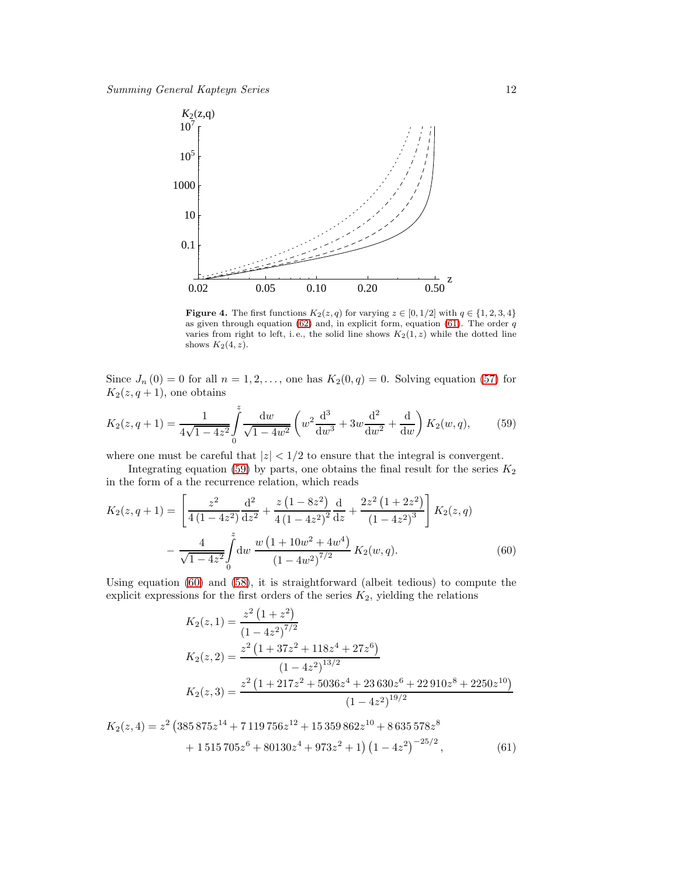**Figure 4.** The first functions $K_2(z, q)$ for varying $z \in [0, 1/2]$ with $q \in \{1, 2, 3, 4\}$ as given through equation (62) and, in explicit form, equation (61). The order $q$ varies from right to left, i. e., the solid line shows $K_2(1, z)$ while the dotted line shows $K_2(4, z)$.

Since $J_n(0) = 0$ for all $n = 1, 2, \ldots$, one has $K_2(0, q) = 0$. Solving equation (57) for $K_2(z, q + 1)$, one obtains

$$K_2(z, q+1) = \frac{1}{4\sqrt{1-4z^2}} \int_0^z \frac{\mathrm{d}w}{\sqrt{1-4w^2}} \left( w^2 \frac{\mathrm{d}^3}{\mathrm{d}w^3} + 3w \frac{\mathrm{d}^2}{\mathrm{d}w^2} + \frac{\mathrm{d}}{\mathrm{d}w} \right) K_2(w, q), \tag{59}$$

where one must be careful that $|z| < 1/2$ to ensure that the integral is convergent.

Integrating equation (59) by parts, one obtains the final result for the series $K_2$ in the form of a the recurrence relation, which reads

$$\begin{aligned} K_2(z, q+1) = & \left[ \frac{z^2}{4(1-4z^2)} \frac{\mathrm{d}^2}{\mathrm{d}z^2} + \frac{z(1-8z^2)}{4(1-4z^2)^2} \frac{\mathrm{d}}{\mathrm{d}z} + \frac{2z^2(1+2z^2)}{(1-4z^2)^3} \right] K_2(z, q) \\ & - \frac{4}{\sqrt{1-4z^2}} \int_0^z \mathrm{d}w \, \frac{w(1+10w^2+4w^4)}{(1-4w^2)^{7/2}} K_2(w, q). \end{aligned} \tag{60}$$

Using equation (60) and (58), it is straightforward (albeit tedious) to compute the explicit expressions for the first orders of the series $K_2$, yielding the relations

$$K_2(z, 1) = \frac{z^2(1+z^2)}{(1-4z^2)^{7/2}}$$

$$K_2(z, 2) = \frac{z^2(1+37z^2+118z^4+27z^6)}{(1-4z^2)^{13/2}}$$

$$K_2(z, 3) = \frac{z^2(1+217z^2+5036z^4+23\,630z^6+22\,910z^8+2250z^{10})}{(1-4z^2)^{19/2}}$$

$$\begin{aligned} K_2(z, 4) = & \, z^2 \left( 385\,875z^{14} + 7\,119\,756z^{12} + 15\,359\,862z^{10} + 8\,635\,578z^8 \right. \\ & \left. + 1\,515\,705z^6 + 80130z^4 + 973z^2 + 1 \right) \left(1-4z^2\right)^{-25/2}, \end{aligned} \tag{61}$$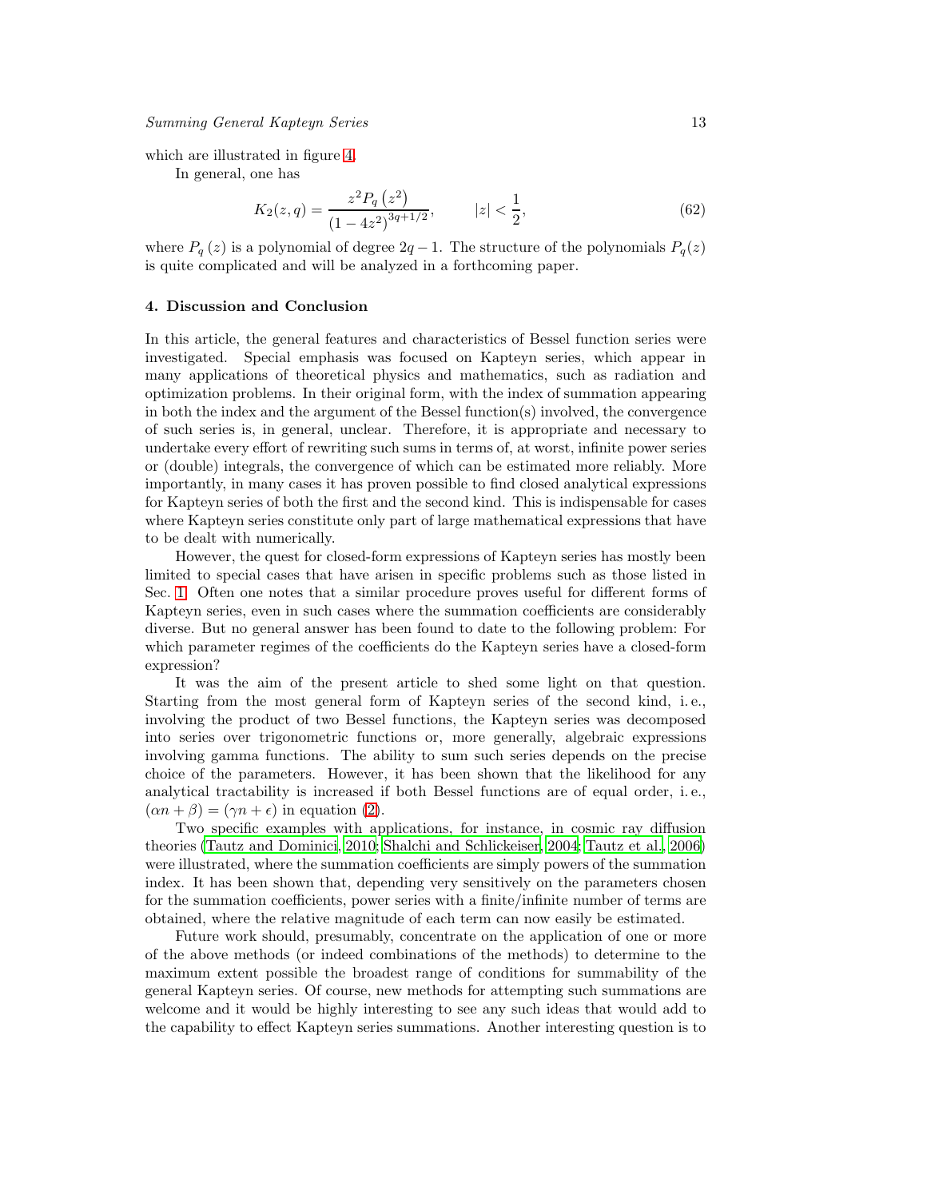which are illustrated in figure 4.

In general, one has

$$K_2(z,q) = \frac{z^2 P_q\left(z^2\right)}{\left(1-4z^2\right)^{3q+1/2}}, \qquad |z| < \frac{1}{2}, \tag{62}$$

where $P_q\left(z\right)$ is a polynomial of degree $2q-1$. The structure of the polynomials $P_q(z)$ is quite complicated and will be analyzed in a forthcoming paper.

## 4. Discussion and Conclusion

In this article, the general features and characteristics of Bessel function series were investigated. Special emphasis was focused on Kapteyn series, which appear in many applications of theoretical physics and mathematics, such as radiation and optimization problems. In their original form, with the index of summation appearing in both the index and the argument of the Bessel function(s) involved, the convergence of such series is, in general, unclear. Therefore, it is appropriate and necessary to undertake every effort of rewriting such sums in terms of, at worst, infinite power series or (double) integrals, the convergence of which can be estimated more reliably. More importantly, in many cases it has proven possible to find closed analytical expressions for Kapteyn series of both the first and the second kind. This is indispensable for cases where Kapteyn series constitute only part of large mathematical expressions that have to be dealt with numerically.

However, the quest for closed-form expressions of Kapteyn series has mostly been limited to special cases that have arisen in specific problems such as those listed in Sec. 1. Often one notes that a similar procedure proves useful for different forms of Kapteyn series, even in such cases where the summation coefficients are considerably diverse. But no general answer has been found to date to the following problem: For which parameter regimes of the coefficients do the Kapteyn series have a closed-form expression?

It was the aim of the present article to shed some light on that question. Starting from the most general form of Kapteyn series of the second kind, i. e., involving the product of two Bessel functions, the Kapteyn series was decomposed into series over trigonometric functions or, more generally, algebraic expressions involving gamma functions. The ability to sum such series depends on the precise choice of the parameters. However, it has been shown that the likelihood for any analytical tractability is increased if both Bessel functions are of equal order, i. e., $(\alpha n+\beta)=(\gamma n+\epsilon)$ in equation (2).

Two specific examples with applications, for instance, in cosmic ray diffusion theories (Tautz and Dominici, 2010; Shalchi and Schlickeiser, 2004; Tautz et al., 2006) were illustrated, where the summation coefficients are simply powers of the summation index. It has been shown that, depending very sensitively on the parameters chosen for the summation coefficients, power series with a finite/infinite number of terms are obtained, where the relative magnitude of each term can now easily be estimated.

Future work should, presumably, concentrate on the application of one or more of the above methods (or indeed combinations of the methods) to determine to the maximum extent possible the broadest range of conditions for summability of the general Kapteyn series. Of course, new methods for attempting such summations are welcome and it would be highly interesting to see any such ideas that would add to the capability to effect Kapteyn series summations. Another interesting question is to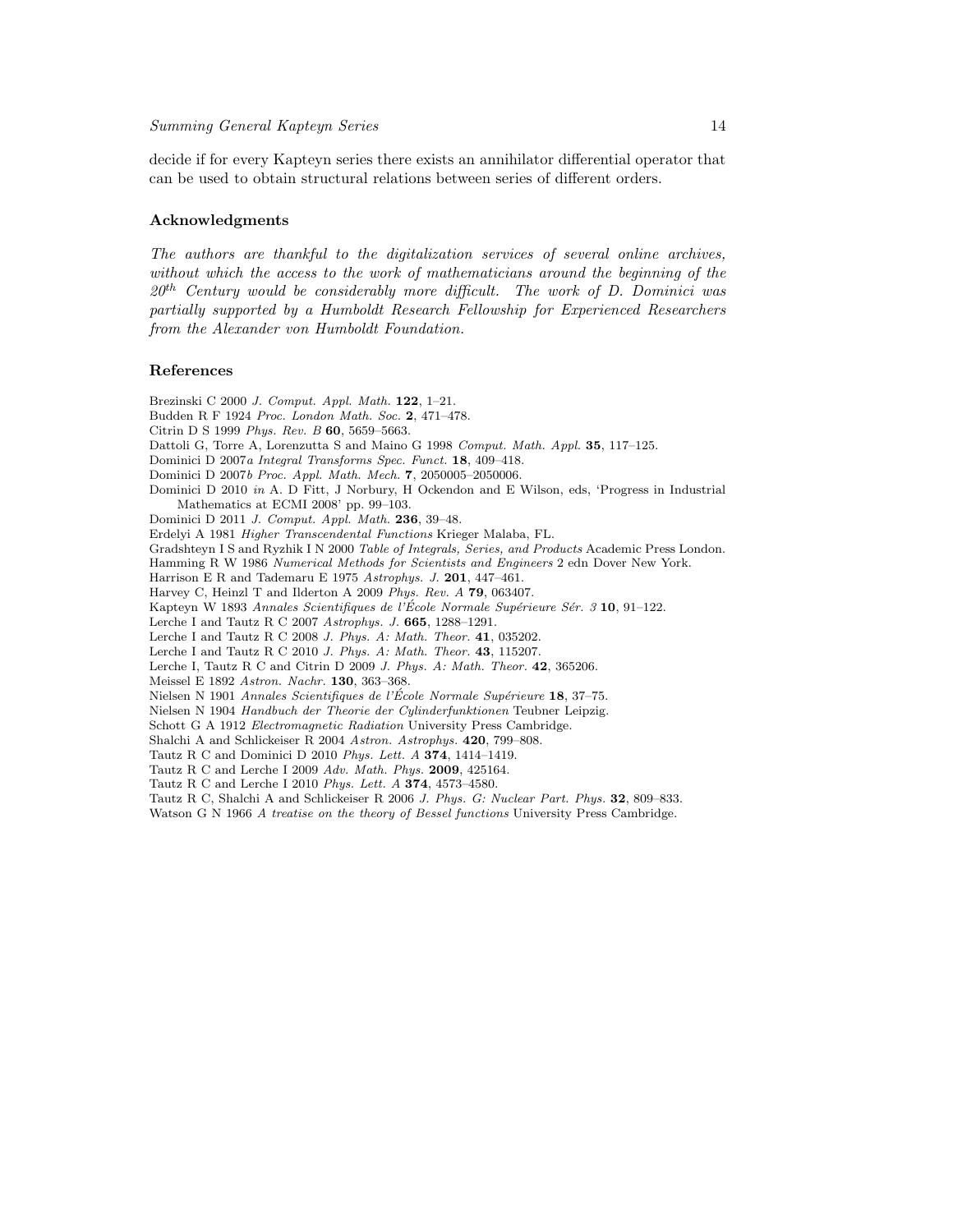decide if for every Kapteyn series there exists an annihilator differential operator that can be used to obtain structural relations between series of different orders.

## Acknowledgments

*The authors are thankful to the digitalization services of several online archives, without which the access to the work of mathematicians around the beginning of the 20th Century would be considerably more difficult. The work of D. Dominici was partially supported by a Humboldt Research Fellowship for Experienced Researchers from the Alexander von Humboldt Foundation.*

## References

Brezinski C 2000 *J. Comput. Appl. Math.* **122**, 1–21.

Budden R F 1924 *Proc. London Math. Soc.* **2**, 471–478.

Citrin D S 1999 *Phys. Rev. B* **60**, 5659–5663.

Dattoli G, Torre A, Lorenzutta S and Maino G 1998 *Comput. Math. Appl.* **35**, 117–125.

Dominici D 2007*a* *Integral Transforms Spec. Funct.* **18**, 409–418.

Dominici D 2007*b* *Proc. Appl. Math. Mech.* **7**, 2050005–2050006.

Dominici D 2010 *in* A. D Fitt, J Norbury, H Ockendon and E Wilson, eds, 'Progress in Industrial Mathematics at ECMI 2008' pp. 99–103.

Dominici D 2011 *J. Comput. Appl. Math.* **236**, 39–48.

Erdelyi A 1981 *Higher Transcendental Functions* Krieger Malaba, FL.

Gradshteyn I S and Ryzhik I N 2000 *Table of Integrals, Series, and Products* Academic Press London.

Hamming R W 1986 *Numerical Methods for Scientists and Engineers* 2 edn Dover New York.

Harrison E R and Tademaru E 1975 *Astrophys. J.* **201**, 447–461.

Harvey C, Heinzl T and Ilderton A 2009 *Phys. Rev. A* **79**, 063407.

Kapteyn W 1893 *Annales Scientifiques de l'École Normale Supérieure Sér. 3* **10**, 91–122.

Lerche I and Tautz R C 2007 *Astrophys. J.* **665**, 1288–1291.

Lerche I and Tautz R C 2008 *J. Phys. A: Math. Theor.* **41**, 035202.

Lerche I and Tautz R C 2010 *J. Phys. A: Math. Theor.* **43**, 115207.

Lerche I, Tautz R C and Citrin D 2009 *J. Phys. A: Math. Theor.* **42**, 365206.

Meissel E 1892 *Astron. Nachr.* **130**, 363–368.

Nielsen N 1901 *Annales Scientifiques de l'École Normale Supérieure* **18**, 37–75.

Nielsen N 1904 *Handbuch der Theorie der Cylinderfunktionen* Teubner Leipzig.

Schott G A 1912 *Electromagnetic Radiation* University Press Cambridge.

Shalchi A and Schlickeiser R 2004 *Astron. Astrophys.* **420**, 799–808.

Tautz R C and Dominici D 2010 *Phys. Lett. A* **374**, 1414–1419.

Tautz R C and Lerche I 2009 *Adv. Math. Phys.* **2009**, 425164.

Tautz R C and Lerche I 2010 *Phys. Lett. A* **374**, 4573–4580.

Tautz R C, Shalchi A and Schlickeiser R 2006 *J. Phys. G: Nuclear Part. Phys.* **32**, 809–833.

Watson G N 1966 *A treatise on the theory of Bessel functions* University Press Cambridge.